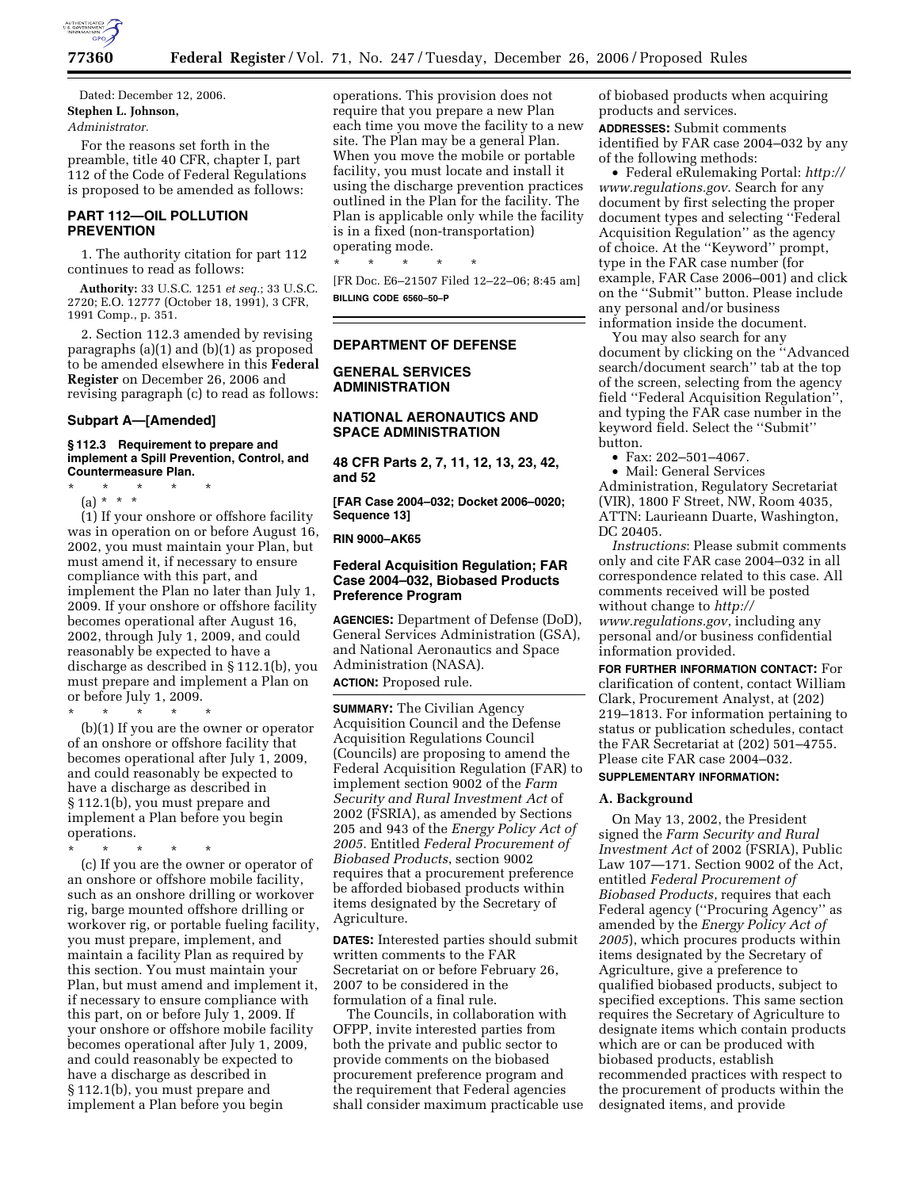Dated: December 12, 2006.

**Stephen L. Johnson,**

*Administrator.*

For the reasons set forth in the preamble, title 40 CFR, chapter I, part 112 of the Code of Federal Regulations is proposed to be amended as follows:

## PART 112—OIL POLLUTION PREVENTION

1. The authority citation for part 112 continues to read as follows:

**Authority:** 33 U.S.C. 1251 *et seq.*; 33 U.S.C. 2720; E.O. 12777 (October 18, 1991), 3 CFR, 1991 Comp., p. 351.

2. Section 112.3 amended by revising paragraphs (a)(1) and (b)(1) as proposed to be amended elsewhere in this **Federal Register** on December 26, 2006 and revising paragraph (c) to read as follows:

### Subpart A—[Amended]

#### § 112.3 Requirement to prepare and implement a Spill Prevention, Control, and Countermeasure Plan.

\* \* \* \* \*

(a) \* \* \*

(1) If your onshore or offshore facility was in operation on or before August 16, 2002, you must maintain your Plan, but must amend it, if necessary to ensure compliance with this part, and implement the Plan no later than July 1, 2009. If your onshore or offshore facility becomes operational after August 16, 2002, through July 1, 2009, and could reasonably be expected to have a discharge as described in § 112.1(b), you must prepare and implement a Plan on or before July 1, 2009.

\* \* \* \* \*

(b)(1) If you are the owner or operator of an onshore or offshore facility that becomes operational after July 1, 2009, and could reasonably be expected to have a discharge as described in § 112.1(b), you must prepare and implement a Plan before you begin operations.

\* \* \* \* \*

(c) If you are the owner or operator of an onshore or offshore mobile facility, such as an onshore drilling or workover rig, barge mounted offshore drilling or workover rig, or portable fueling facility, you must prepare, implement, and maintain a facility Plan as required by this section. You must maintain your Plan, but must amend and implement it, if necessary to ensure compliance with this part, on or before July 1, 2009. If your onshore or offshore mobile facility becomes operational after July 1, 2009, and could reasonably be expected to have a discharge as described in § 112.1(b), you must prepare and implement a Plan before you begin operations. This provision does not require that you prepare a new Plan each time you move the facility to a new site. The Plan may be a general Plan. When you move the mobile or portable facility, you must locate and install it using the discharge prevention practices outlined in the Plan for the facility. The Plan is applicable only while the facility is in a fixed (non-transportation) operating mode.

\* \* \* \* \*

[FR Doc. E6–21507 Filed 12–22–06; 8:45 am]

**BILLING CODE 6560–50–P**

---

## DEPARTMENT OF DEFENSE

## GENERAL SERVICES ADMINISTRATION

## NATIONAL AERONAUTICS AND SPACE ADMINISTRATION

### 48 CFR Parts 2, 7, 11, 12, 13, 23, 42, and 52

**[FAR Case 2004–032; Docket 2006–0020; Sequence 13]**

**RIN 9000–AK65**

### Federal Acquisition Regulation; FAR Case 2004–032, Biobased Products Preference Program

**AGENCIES:** Department of Defense (DoD), General Services Administration (GSA), and National Aeronautics and Space Administration (NASA).

**ACTION:** Proposed rule.

**SUMMARY:** The Civilian Agency Acquisition Council and the Defense Acquisition Regulations Council (Councils) are proposing to amend the Federal Acquisition Regulation (FAR) to implement section 9002 of the *Farm Security and Rural Investment Act* of 2002 (FSRIA), as amended by Sections 205 and 943 of the *Energy Policy Act of 2005*. Entitled *Federal Procurement of Biobased Products*, section 9002 requires that a procurement preference be afforded biobased products within items designated by the Secretary of Agriculture.

**DATES:** Interested parties should submit written comments to the FAR Secretariat on or before February 26, 2007 to be considered in the formulation of a final rule.

The Councils, in collaboration with OFPP, invite interested parties from both the private and public sector to provide comments on the biobased procurement preference program and the requirement that Federal agencies shall consider maximum practicable use of biobased products when acquiring products and services.

**ADDRESSES:** Submit comments identified by FAR case 2004–032 by any of the following methods:

- Federal eRulemaking Portal: *http://www.regulations.gov*. Search for any document by first selecting the proper document types and selecting ''Federal Acquisition Regulation'' as the agency of choice. At the ''Keyword'' prompt, type in the FAR case number (for example, FAR Case 2006–001) and click on the ''Submit'' button. Please include any personal and/or business information inside the document.

You may also search for any document by clicking on the ''Advanced search/document search'' tab at the top of the screen, selecting from the agency field ''Federal Acquisition Regulation'', and typing the FAR case number in the keyword field. Select the ''Submit'' button.

- Fax: 202–501–4067.
- Mail: General Services Administration, Regulatory Secretariat (VIR), 1800 F Street, NW, Room 4035, ATTN: Laurieann Duarte, Washington, DC 20405.

*Instructions*: Please submit comments only and cite FAR case 2004–032 in all correspondence related to this case. All comments received will be posted without change to *http://www.regulations.gov*, including any personal and/or business confidential information provided.

**FOR FURTHER INFORMATION CONTACT:** For clarification of content, contact William Clark, Procurement Analyst, at (202) 219–1813. For information pertaining to status or publication schedules, contact the FAR Secretariat at (202) 501–4755. Please cite FAR case 2004–032.

**SUPPLEMENTARY INFORMATION:**

**A. Background**

On May 13, 2002, the President signed the *Farm Security and Rural Investment Act* of 2002 (FSRIA), Public Law 107—171. Section 9002 of the Act, entitled *Federal Procurement of Biobased Products*, requires that each Federal agency (''Procuring Agency'' as amended by the *Energy Policy Act of 2005*), which procures products within items designated by the Secretary of Agriculture, give a preference to qualified biobased products, subject to specified exceptions. This same section requires the Secretary of Agriculture to designate items which contain products which are or can be produced with biobased products, establish recommended practices with respect to the procurement of products within the designated items, and provide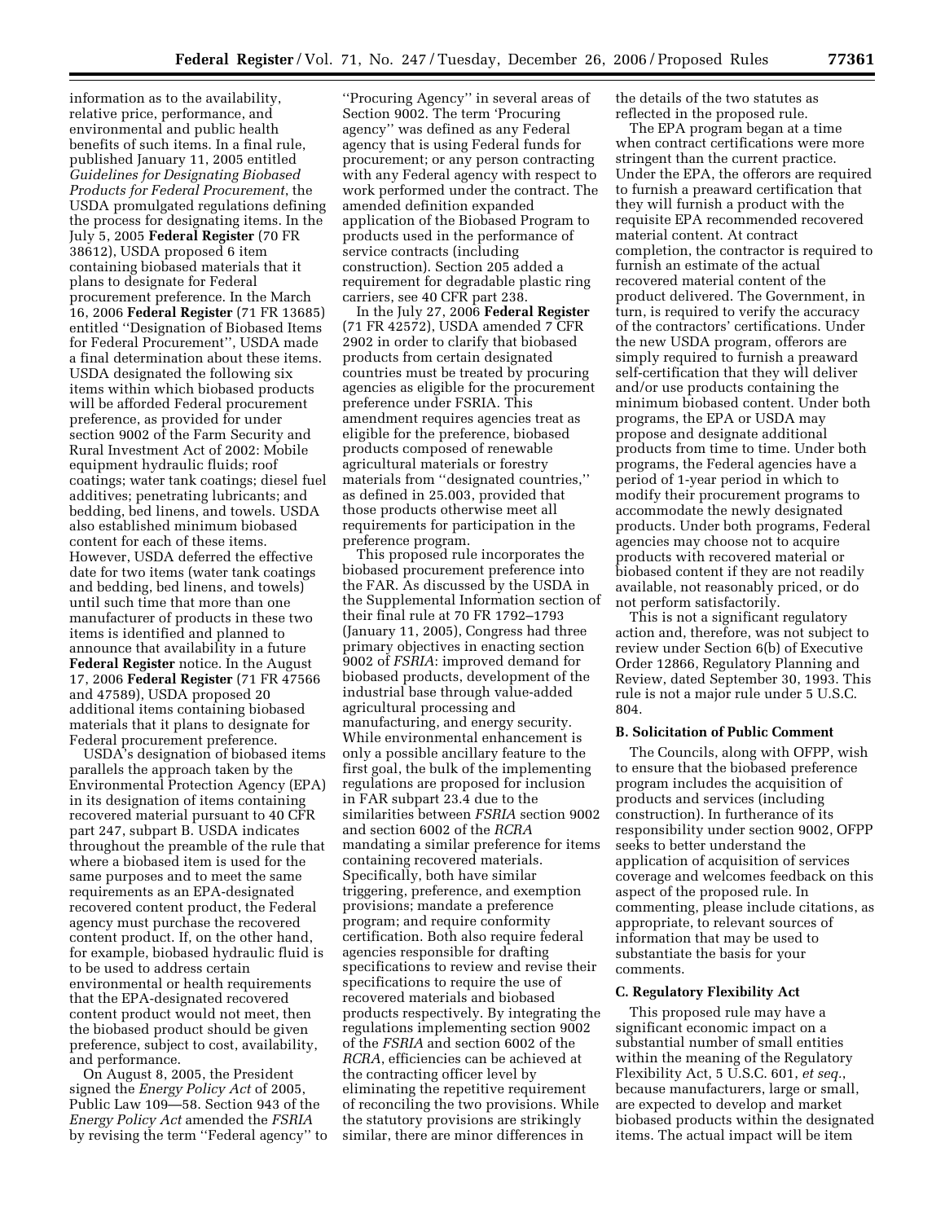information as to the availability, relative price, performance, and environmental and public health benefits of such items. In a final rule, published January 11, 2005 entitled *Guidelines for Designating Biobased Products for Federal Procurement*, the USDA promulgated regulations defining the process for designating items. In the July 5, 2005 **Federal Register** (70 FR 38612), USDA proposed 6 item containing biobased materials that it plans to designate for Federal procurement preference. In the March 16, 2006 **Federal Register** (71 FR 13685) entitled ''Designation of Biobased Items for Federal Procurement'', USDA made a final determination about these items. USDA designated the following six items within which biobased products will be afforded Federal procurement preference, as provided for under section 9002 of the Farm Security and Rural Investment Act of 2002: Mobile equipment hydraulic fluids; roof coatings; water tank coatings; diesel fuel additives; penetrating lubricants; and bedding, bed linens, and towels. USDA also established minimum biobased content for each of these items. However, USDA deferred the effective date for two items (water tank coatings and bedding, bed linens, and towels) until such time that more than one manufacturer of products in these two items is identified and planned to announce that availability in a future **Federal Register** notice. In the August 17, 2006 **Federal Register** (71 FR 47566 and 47589), USDA proposed 20 additional items containing biobased materials that it plans to designate for Federal procurement preference.

USDA's designation of biobased items parallels the approach taken by the Environmental Protection Agency (EPA) in its designation of items containing recovered material pursuant to 40 CFR part 247, subpart B. USDA indicates throughout the preamble of the rule that where a biobased item is used for the same purposes and to meet the same requirements as an EPA-designated recovered content product, the Federal agency must purchase the recovered content product. If, on the other hand, for example, biobased hydraulic fluid is to be used to address certain environmental or health requirements that the EPA-designated recovered content product would not meet, then the biobased product should be given preference, subject to cost, availability, and performance.

On August 8, 2005, the President signed the *Energy Policy Act* of 2005, Public Law 109—58. Section 943 of the *Energy Policy Act* amended the *FSRIA* by revising the term ''Federal agency'' to ''Procuring Agency'' in several areas of Section 9002. The term 'Procuring agency'' was defined as any Federal agency that is using Federal funds for procurement; or any person contracting with any Federal agency with respect to work performed under the contract. The amended definition expanded application of the Biobased Program to products used in the performance of service contracts (including construction). Section 205 added a requirement for degradable plastic ring carriers, see 40 CFR part 238.

In the July 27, 2006 **Federal Register** (71 FR 42572), USDA amended 7 CFR 2902 in order to clarify that biobased products from certain designated countries must be treated by procuring agencies as eligible for the procurement preference under FSRIA. This amendment requires agencies treat as eligible for the preference, biobased products composed of renewable agricultural materials or forestry materials from ''designated countries,'' as defined in 25.003, provided that those products otherwise meet all requirements for participation in the preference program.

This proposed rule incorporates the biobased procurement preference into the FAR. As discussed by the USDA in the Supplemental Information section of their final rule at 70 FR 1792–1793 (January 11, 2005), Congress had three primary objectives in enacting section 9002 of *FSRIA*: improved demand for biobased products, development of the industrial base through value-added agricultural processing and manufacturing, and energy security. While environmental enhancement is only a possible ancillary feature to the first goal, the bulk of the implementing regulations are proposed for inclusion in FAR subpart 23.4 due to the similarities between *FSRIA* section 9002 and section 6002 of the *RCRA* mandating a similar preference for items containing recovered materials. Specifically, both have similar triggering, preference, and exemption provisions; mandate a preference program; and require conformity certification. Both also require federal agencies responsible for drafting specifications to review and revise their specifications to require the use of recovered materials and biobased products respectively. By integrating the regulations implementing section 9002 of the *FSRIA* and section 6002 of the *RCRA*, efficiencies can be achieved at the contracting officer level by eliminating the repetitive requirement of reconciling the two provisions. While the statutory provisions are strikingly similar, there are minor differences in the details of the two statutes as reflected in the proposed rule.

The EPA program began at a time when contract certifications were more stringent than the current practice. Under the EPA, the offerors are required to furnish a preaward certification that they will furnish a product with the requisite EPA recommended recovered material content. At contract completion, the contractor is required to furnish an estimate of the actual recovered material content of the product delivered. The Government, in turn, is required to verify the accuracy of the contractors' certifications. Under the new USDA program, offerors are simply required to furnish a preaward self-certification that they will deliver and/or use products containing the minimum biobased content. Under both programs, the EPA or USDA may propose and designate additional products from time to time. Under both programs, the Federal agencies have a period of 1-year period in which to modify their procurement programs to accommodate the newly designated products. Under both programs, Federal agencies may choose not to acquire products with recovered material or biobased content if they are not readily available, not reasonably priced, or do not perform satisfactorily.

This is not a significant regulatory action and, therefore, was not subject to review under Section 6(b) of Executive Order 12866, Regulatory Planning and Review, dated September 30, 1993. This rule is not a major rule under 5 U.S.C. 804.

### B. Solicitation of Public Comment

The Councils, along with OFPP, wish to ensure that the biobased preference program includes the acquisition of products and services (including construction). In furtherance of its responsibility under section 9002, OFPP seeks to better understand the application of acquisition of services coverage and welcomes feedback on this aspect of the proposed rule. In commenting, please include citations, as appropriate, to relevant sources of information that may be used to substantiate the basis for your comments.

### C. Regulatory Flexibility Act

This proposed rule may have a significant economic impact on a substantial number of small entities within the meaning of the Regulatory Flexibility Act, 5 U.S.C. 601, *et seq.*, because manufacturers, large or small, are expected to develop and market biobased products within the designated items. The actual impact will be item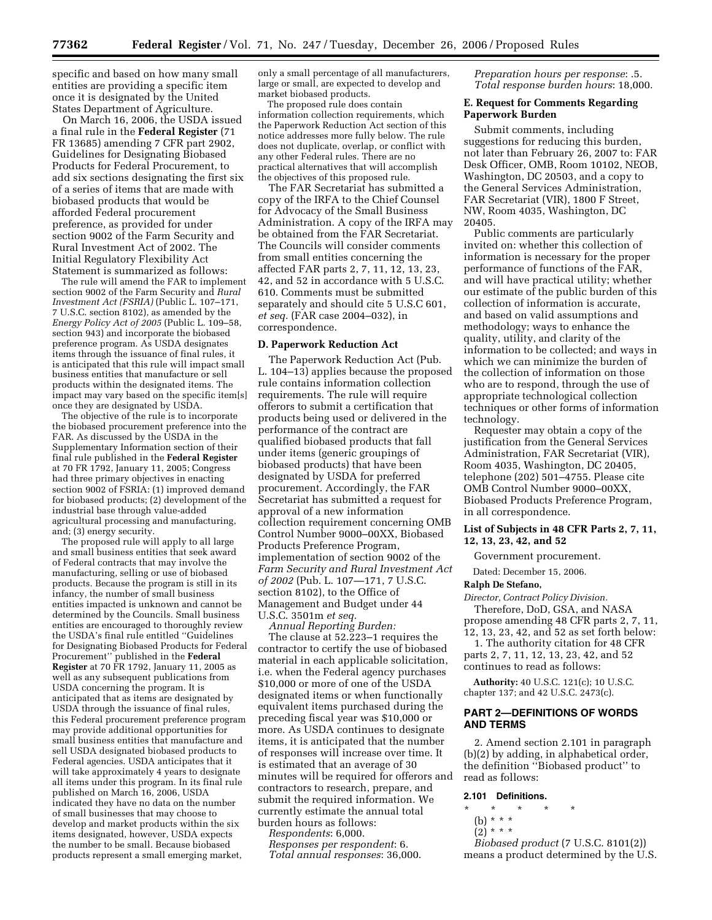specific and based on how many small entities are providing a specific item once it is designated by the United States Department of Agriculture.

On March 16, 2006, the USDA issued a final rule in the **Federal Register** (71 FR 13685) amending 7 CFR part 2902, Guidelines for Designating Biobased Products for Federal Procurement, to add six sections designating the first six of a series of items that are made with biobased products that would be afforded Federal procurement preference, as provided for under section 9002 of the Farm Security and Rural Investment Act of 2002. The Initial Regulatory Flexibility Act Statement is summarized as follows:

The rule will amend the FAR to implement section 9002 of the Farm Security and *Rural Investment Act (FSRIA)* (Public L. 107–171, 7 U.S.C. section 8102), as amended by the *Energy Policy Act of 2005* (Public L. 109–58, section 943) and incorporate the biobased preference program. As USDA designates items through the issuance of final rules, it is anticipated that this rule will impact small business entities that manufacture or sell products within the designated items. The impact may vary based on the specific item[s] once they are designated by USDA.

The objective of the rule is to incorporate the biobased procurement preference into the FAR. As discussed by the USDA in the Supplementary Information section of their final rule published in the **Federal Register** at 70 FR 1792, January 11, 2005; Congress had three primary objectives in enacting section 9002 of FSRIA: (1) improved demand for biobased products; (2) development of the industrial base through value-added agricultural processing and manufacturing, and; (3) energy security.

The proposed rule will apply to all large and small business entities that seek award of Federal contracts that may involve the manufacturing, selling or use of biobased products. Because the program is still in its infancy, the number of small business entities impacted is unknown and cannot be determined by the Councils. Small business entities are encouraged to thoroughly review the USDA's final rule entitled "Guidelines for Designating Biobased Products for Federal Procurement" published in the **Federal Register** at 70 FR 1792, January 11, 2005 as well as any subsequent publications from USDA concerning the program. It is anticipated that as items are designated by USDA through the issuance of final rules, this Federal procurement preference program may provide additional opportunities for small business entities that manufacture and sell USDA designated biobased products to Federal agencies. USDA anticipates that it will take approximately 4 years to designate all items under this program. In its final rule published on March 16, 2006, USDA indicated they have no data on the number of small businesses that may choose to develop and market products within the six items designated, however, USDA expects the number to be small. Because biobased products represent a small emerging market, only a small percentage of all manufacturers, large or small, are expected to develop and market biobased products.

The proposed rule does contain information collection requirements, which the Paperwork Reduction Act section of this notice addresses more fully below. The rule does not duplicate, overlap, or conflict with any other Federal rules. There are no practical alternatives that will accomplish the objectives of this proposed rule.

The FAR Secretariat has submitted a copy of the IRFA to the Chief Counsel for Advocacy of the Small Business Administration. A copy of the IRFA may be obtained from the FAR Secretariat. The Councils will consider comments from small entities concerning the affected FAR parts 2, 7, 11, 12, 13, 23, 42, and 52 in accordance with 5 U.S.C. 610. Comments must be submitted separately and should cite 5 U.S.C 601, *et seq.* (FAR case 2004–032), in correspondence.

### D. Paperwork Reduction Act

The Paperwork Reduction Act (Pub. L. 104–13) applies because the proposed rule contains information collection requirements. The rule will require offerors to submit a certification that products being used or delivered in the performance of the contract are qualified biobased products that fall under items (generic groupings of biobased products) that have been designated by USDA for preferred procurement. Accordingly, the FAR Secretariat has submitted a request for approval of a new information collection requirement concerning OMB Control Number 9000–00XX, Biobased Products Preference Program, implementation of section 9002 of the *Farm Security and Rural Investment Act of 2002* (Pub. L. 107—171, 7 U.S.C. section 8102), to the Office of Management and Budget under 44 U.S.C. 3501m *et seq.*

*Annual Reporting Burden:*

The clause at 52.223–1 requires the contractor to certify the use of biobased material in each applicable solicitation, i.e. when the Federal agency purchases $10,000 or more of one of the USDA designated items or when functionally equivalent items purchased during the preceding fiscal year was $10,000 or more. As USDA continues to designate items, it is anticipated that the number of responses will increase over time. It is estimated that an average of 30 minutes will be required for offerors and contractors to research, prepare, and submit the required information. We currently estimate the annual total burden hours as follows:

*Respondents*: 6,000.
*Responses per respondent*: 6.
*Total annual responses*: 36,000.
*Preparation hours per response*: .5.
*Total response burden hours*: 18,000.

### E. Request for Comments Regarding Paperwork Burden

Submit comments, including suggestions for reducing this burden, not later than February 26, 2007 to: FAR Desk Officer, OMB, Room 10102, NEOB, Washington, DC 20503, and a copy to the General Services Administration, FAR Secretariat (VIR), 1800 F Street, NW, Room 4035, Washington, DC 20405.

Public comments are particularly invited on: whether this collection of information is necessary for the proper performance of functions of the FAR, and will have practical utility; whether our estimate of the public burden of this collection of information is accurate, and based on valid assumptions and methodology; ways to enhance the quality, utility, and clarity of the information to be collected; and ways in which we can minimize the burden of the collection of information on those who are to respond, through the use of appropriate technological collection techniques or other forms of information technology.

Requester may obtain a copy of the justification from the General Services Administration, FAR Secretariat (VIR), Room 4035, Washington, DC 20405, telephone (202) 501–4755. Please cite OMB Control Number 9000–00XX, Biobased Products Preference Program, in all correspondence.

### List of Subjects in 48 CFR Parts 2, 7, 11, 12, 13, 23, 42, and 52

Government procurement.

Dated: December 15, 2006.

**Ralph De Stefano,**

*Director, Contract Policy Division.*

Therefore, DoD, GSA, and NASA propose amending 48 CFR parts 2, 7, 11, 12, 13, 23, 42, and 52 as set forth below:

1. The authority citation for 48 CFR parts 2, 7, 11, 12, 13, 23, 42, and 52 continues to read as follows:

**Authority:** 40 U.S.C. 121(c); 10 U.S.C. chapter 137; and 42 U.S.C. 2473(c).

## PART 2—DEFINITIONS OF WORDS AND TERMS

2. Amend section 2.101 in paragraph (b)(2) by adding, in alphabetical order, the definition "Biobased product" to read as follows:

#### 2.101 Definitions.

\* \* \* \* \*

(b) \* \* \*

(2) \* \* \*

*Biobased product* (7 U.S.C. 8101(2)) means a product determined by the U.S.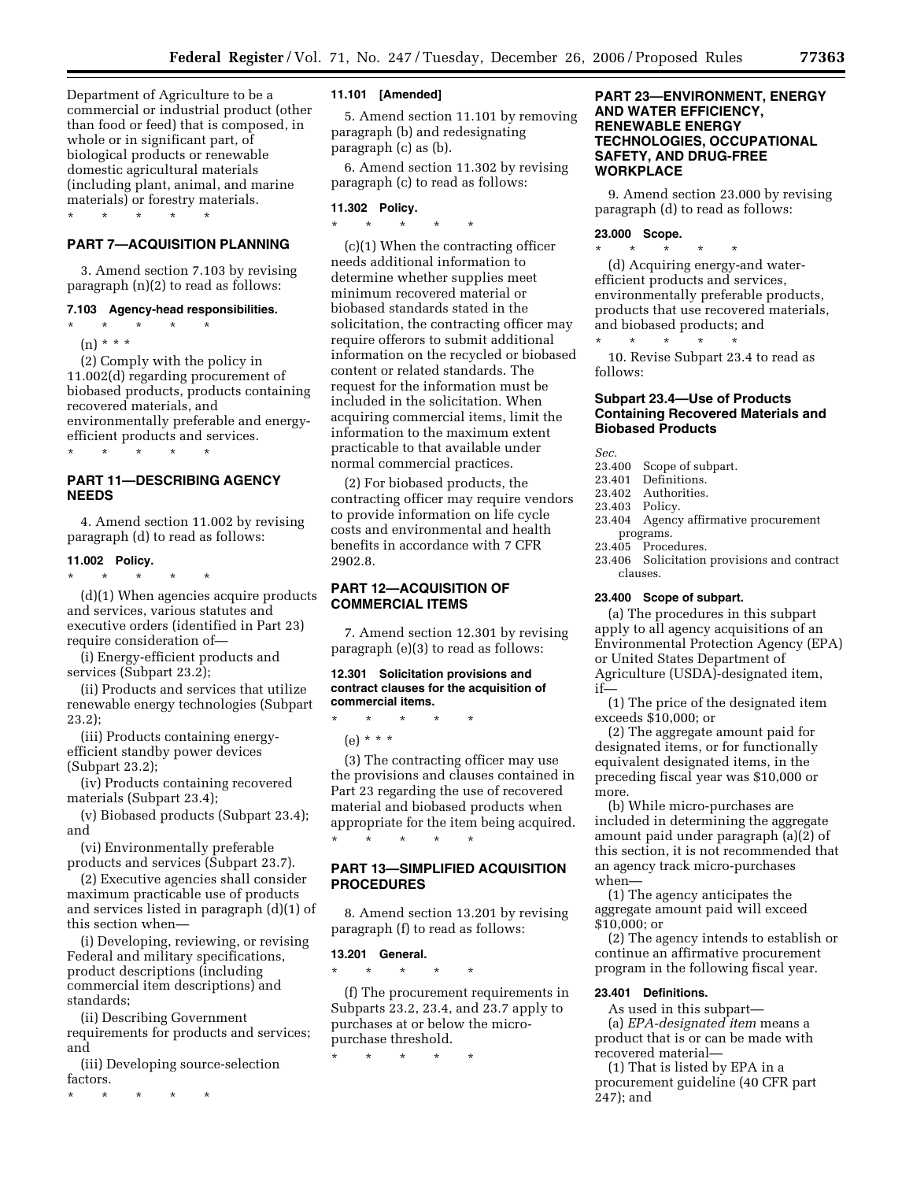Department of Agriculture to be a commercial or industrial product (other than food or feed) that is composed, in whole or in significant part, of biological products or renewable domestic agricultural materials (including plant, animal, and marine materials) or forestry materials.

\* \* \* \* \*

## PART 7—ACQUISITION PLANNING

3. Amend section 7.103 by revising paragraph (n)(2) to read as follows:

### 7.103 Agency-head responsibilities.

\* \* \* \* \*

(n) \* \* \*

(2) Comply with the policy in 11.002(d) regarding procurement of biobased products, products containing recovered materials, and environmentally preferable and energy-efficient products and services.

\* \* \* \* \*

## PART 11—DESCRIBING AGENCY NEEDS

4. Amend section 11.002 by revising paragraph (d) to read as follows:

### 11.002 Policy.

\* \* \* \* \*

(d)(1) When agencies acquire products and services, various statutes and executive orders (identified in Part 23) require consideration of—

(i) Energy-efficient products and services (Subpart 23.2);

(ii) Products and services that utilize renewable energy technologies (Subpart 23.2);

(iii) Products containing energy-efficient standby power devices (Subpart 23.2);

(iv) Products containing recovered materials (Subpart 23.4);

(v) Biobased products (Subpart 23.4); and

(vi) Environmentally preferable products and services (Subpart 23.7).

(2) Executive agencies shall consider maximum practicable use of products and services listed in paragraph (d)(1) of this section when—

(i) Developing, reviewing, or revising Federal and military specifications, product descriptions (including commercial item descriptions) and standards;

(ii) Describing Government requirements for products and services; and

(iii) Developing source-selection factors.

\* \* \* \* \*

### 11.101 [Amended]

5. Amend section 11.101 by removing paragraph (b) and redesignating paragraph (c) as (b).

6. Amend section 11.302 by revising paragraph (c) to read as follows:

### 11.302 Policy.

\* \* \* \* \*

(c)(1) When the contracting officer needs additional information to determine whether supplies meet minimum recovered material or biobased standards stated in the solicitation, the contracting officer may require offerors to submit additional information on the recycled or biobased content or related standards. The request for the information must be included in the solicitation. When acquiring commercial items, limit the information to the maximum extent practicable to that available under normal commercial practices.

(2) For biobased products, the contracting officer may require vendors to provide information on life cycle costs and environmental and health benefits in accordance with 7 CFR 2902.8.

## PART 12—ACQUISITION OF COMMERCIAL ITEMS

7. Amend section 12.301 by revising paragraph (e)(3) to read as follows:

### 12.301 Solicitation provisions and contract clauses for the acquisition of commercial items.

\* \* \* \* \*

(e) \* \* \*

(3) The contracting officer may use the provisions and clauses contained in Part 23 regarding the use of recovered material and biobased products when appropriate for the item being acquired.

\* \* \* \* \*

## PART 13—SIMPLIFIED ACQUISITION PROCEDURES

8. Amend section 13.201 by revising paragraph (f) to read as follows:

### 13.201 General.

\* \* \* \* \*

(f) The procurement requirements in Subparts 23.2, 23.4, and 23.7 apply to purchases at or below the micro-purchase threshold.

\* \* \* \* \*

## PART 23—ENVIRONMENT, ENERGY AND WATER EFFICIENCY, RENEWABLE ENERGY TECHNOLOGIES, OCCUPATIONAL SAFETY, AND DRUG-FREE WORKPLACE

9. Amend section 23.000 by revising paragraph (d) to read as follows:

### 23.000 Scope.

\* \* \* \* \*

(d) Acquiring energy-and water-efficient products and services, environmentally preferable products, products that use recovered materials, and biobased products; and

\* \* \* \* \*

10. Revise Subpart 23.4 to read as follows:

### Subpart 23.4—Use of Products Containing Recovered Materials and Biobased Products

*Sec.*

23.400 Scope of subpart.
23.401 Definitions.
23.402 Authorities.
23.403 Policy.
23.404 Agency affirmative procurement programs.
23.405 Procedures.
23.406 Solicitation provisions and contract clauses.

### 23.400 Scope of subpart.

(a) The procedures in this subpart apply to all agency acquisitions of an Environmental Protection Agency (EPA) or United States Department of Agriculture (USDA)-designated item, if—

(1) The price of the designated item exceeds $10,000; or

(2) The aggregate amount paid for designated items, or for functionally equivalent designated items, in the preceding fiscal year was $10,000 or more.

(b) While micro-purchases are included in determining the aggregate amount paid under paragraph (a)(2) of this section, it is not recommended that an agency track micro-purchases when—

(1) The agency anticipates the aggregate amount paid will exceed $10,000; or

(2) The agency intends to establish or continue an affirmative procurement program in the following fiscal year.

### 23.401 Definitions.

As used in this subpart—

(a) *EPA-designated item* means a product that is or can be made with recovered material—

(1) That is listed by EPA in a procurement guideline (40 CFR part 247); and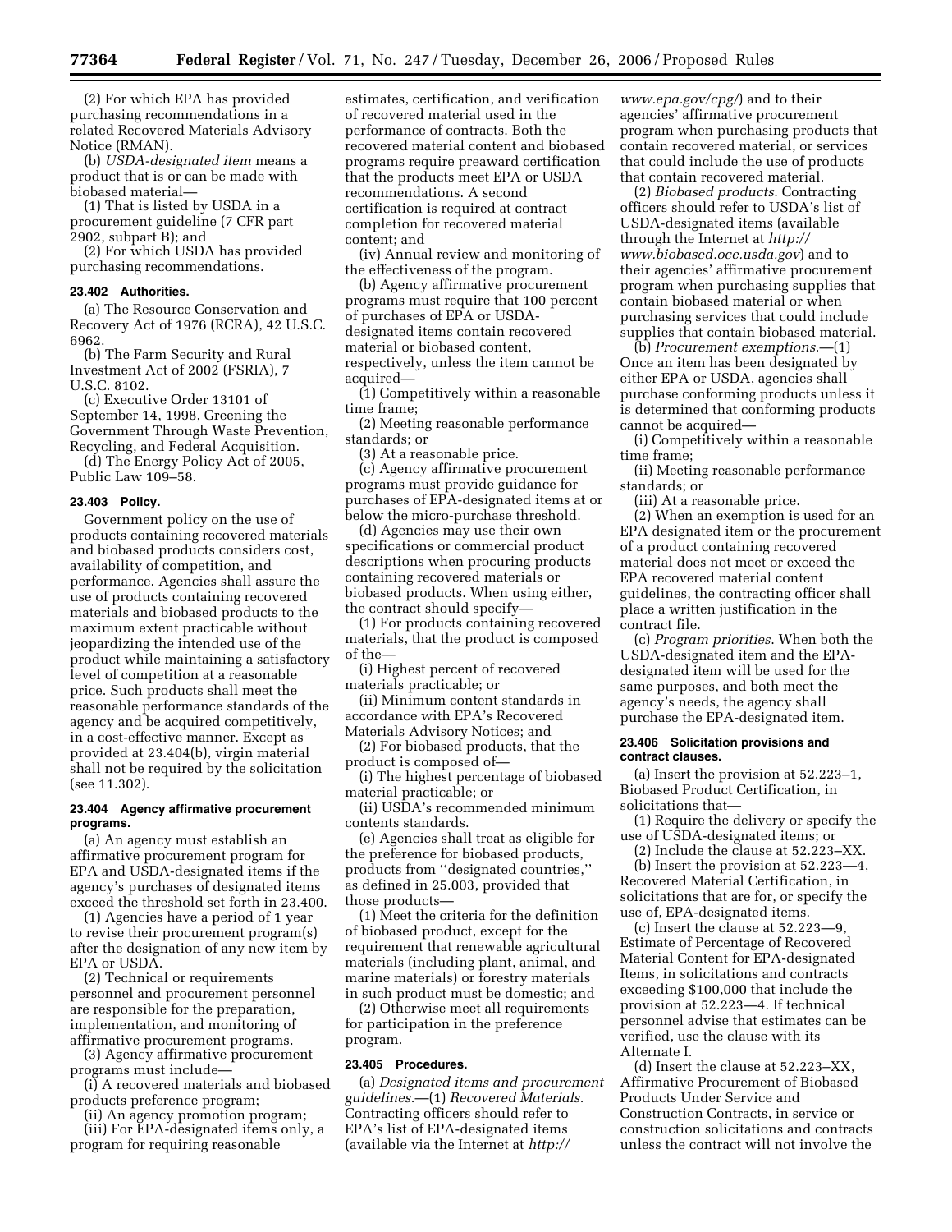(2) For which EPA has provided purchasing recommendations in a related Recovered Materials Advisory Notice (RMAN).

(b) *USDA-designated item* means a product that is or can be made with biobased material—

(1) That is listed by USDA in a procurement guideline (7 CFR part 2902, subpart B); and

(2) For which USDA has provided purchasing recommendations.

**23.402 Authorities.**

(a) The Resource Conservation and Recovery Act of 1976 (RCRA), 42 U.S.C. 6962.

(b) The Farm Security and Rural Investment Act of 2002 (FSRIA), 7 U.S.C. 8102.

(c) Executive Order 13101 of September 14, 1998, Greening the Government Through Waste Prevention, Recycling, and Federal Acquisition.

(d) The Energy Policy Act of 2005, Public Law 109–58.

**23.403 Policy.**

Government policy on the use of products containing recovered materials and biobased products considers cost, availability of competition, and performance. Agencies shall assure the use of products containing recovered materials and biobased products to the maximum extent practicable without jeopardizing the intended use of the product while maintaining a satisfactory level of competition at a reasonable price. Such products shall meet the reasonable performance standards of the agency and be acquired competitively, in a cost-effective manner. Except as provided at 23.404(b), virgin material shall not be required by the solicitation (see 11.302).

**23.404 Agency affirmative procurement programs.**

(a) An agency must establish an affirmative procurement program for EPA and USDA-designated items if the agency's purchases of designated items exceed the threshold set forth in 23.400.

(1) Agencies have a period of 1 year to revise their procurement program(s) after the designation of any new item by EPA or USDA.

(2) Technical or requirements personnel and procurement personnel are responsible for the preparation, implementation, and monitoring of affirmative procurement programs.

(3) Agency affirmative procurement programs must include—

(i) A recovered materials and biobased products preference program;

(ii) An agency promotion program;

(iii) For EPA-designated items only, a program for requiring reasonable estimates, certification, and verification of recovered material used in the performance of contracts. Both the recovered material content and biobased programs require preaward certification that the products meet EPA or USDA recommendations. A second certification is required at contract completion for recovered material content; and

(iv) Annual review and monitoring of the effectiveness of the program.

(b) Agency affirmative procurement programs must require that 100 percent of purchases of EPA or USDA-designated items contain recovered material or biobased content, respectively, unless the item cannot be acquired—

(1) Competitively within a reasonable time frame;

(2) Meeting reasonable performance standards; or

(3) At a reasonable price.

(c) Agency affirmative procurement programs must provide guidance for purchases of EPA-designated items at or below the micro-purchase threshold.

(d) Agencies may use their own specifications or commercial product descriptions when procuring products containing recovered materials or biobased products. When using either, the contract should specify—

(1) For products containing recovered materials, that the product is composed of the—

(i) Highest percent of recovered materials practicable; or

(ii) Minimum content standards in accordance with EPA's Recovered Materials Advisory Notices; and

(2) For biobased products, that the product is composed of—

(i) The highest percentage of biobased material practicable; or

(ii) USDA's recommended minimum contents standards.

(e) Agencies shall treat as eligible for the preference for biobased products, products from "designated countries," as defined in 25.003, provided that those products—

(1) Meet the criteria for the definition of biobased product, except for the requirement that renewable agricultural materials (including plant, animal, and marine materials) or forestry materials in such product must be domestic; and

(2) Otherwise meet all requirements for participation in the preference program.

**23.405 Procedures.**

(a) *Designated items and procurement guidelines*.—(1) *Recovered Materials*. Contracting officers should refer to EPA's list of EPA-designated items (available via the Internet at *http://www.epa.gov/cpg/*) and to their agencies' affirmative procurement program when purchasing products that contain recovered material, or services that could include the use of products that contain recovered material.

(2) *Biobased products*. Contracting officers should refer to USDA's list of USDA-designated items (available through the Internet at *http://www.biobased.oce.usda.gov*) and to their agencies' affirmative procurement program when purchasing supplies that contain biobased material or when purchasing services that could include supplies that contain biobased material.

(b) *Procurement exemptions*.—(1) Once an item has been designated by either EPA or USDA, agencies shall purchase conforming products unless it is determined that conforming products cannot be acquired—

(i) Competitively within a reasonable time frame;

(ii) Meeting reasonable performance standards; or

(iii) At a reasonable price.

(2) When an exemption is used for an EPA designated item or the procurement of a product containing recovered material does not meet or exceed the EPA recovered material content guidelines, the contracting officer shall place a written justification in the contract file.

(c) *Program priorities*. When both the USDA-designated item and the EPA-designated item will be used for the same purposes, and both meet the agency's needs, the agency shall purchase the EPA-designated item.

**23.406 Solicitation provisions and contract clauses.**

(a) Insert the provision at 52.223–1, Biobased Product Certification, in solicitations that—

(1) Require the delivery or specify the use of USDA-designated items; or

(2) Include the clause at 52.223–XX.

(b) Insert the provision at 52.223—4, Recovered Material Certification, in solicitations that are for, or specify the use of, EPA-designated items.

(c) Insert the clause at 52.223—9, Estimate of Percentage of Recovered Material Content for EPA-designated Items, in solicitations and contracts exceeding $100,000 that include the provision at 52.223—4. If technical personnel advise that estimates can be verified, use the clause with its Alternate I.

(d) Insert the clause at 52.223–XX, Affirmative Procurement of Biobased Products Under Service and Construction Contracts, in service or construction solicitations and contracts unless the contract will not involve the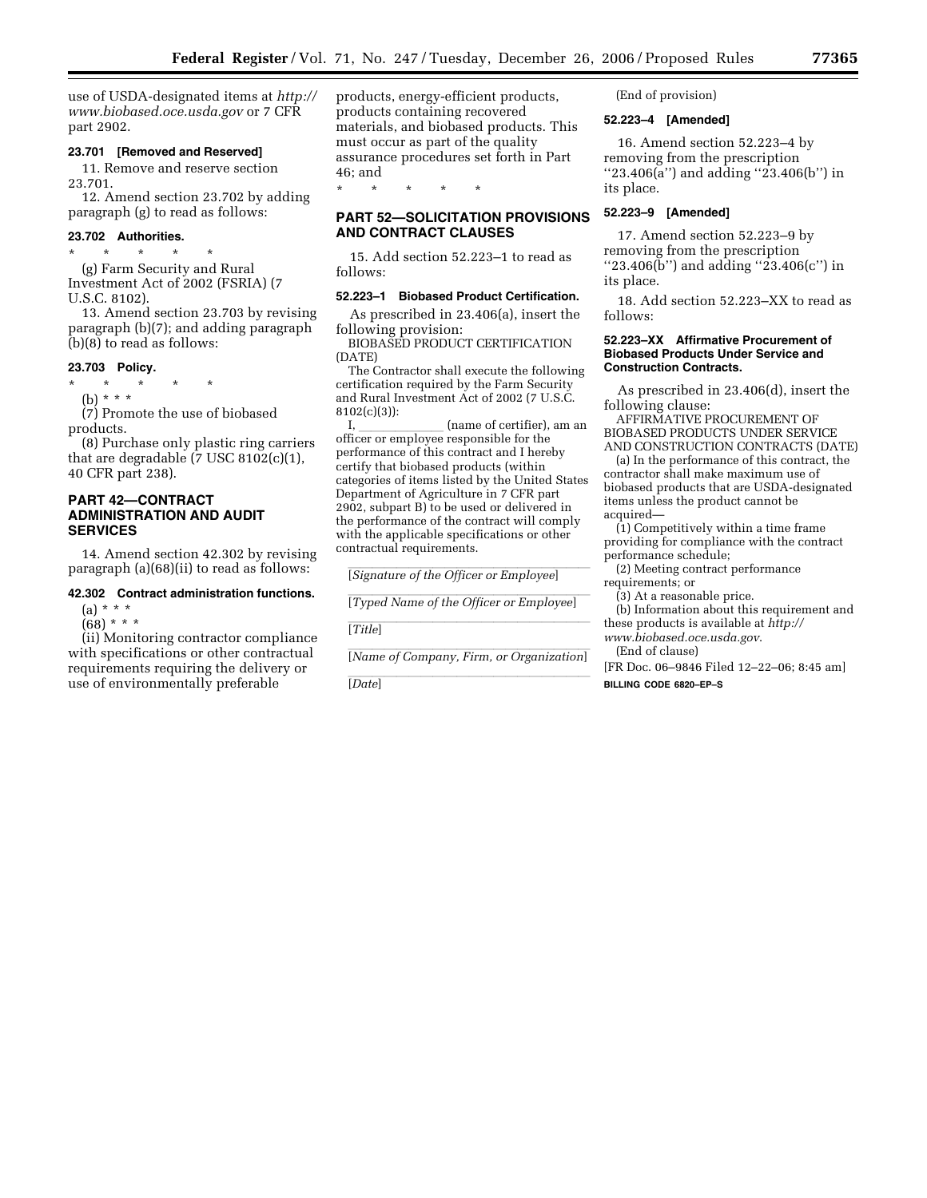use of USDA-designated items at *http://www.biobased.oce.usda.gov* or 7 CFR part 2902.

**23.701 [Removed and Reserved]**

11. Remove and reserve section 23.701.

12. Amend section 23.702 by adding paragraph (g) to read as follows:

**23.702 Authorities.**

\* \* \* \* \*

(g) Farm Security and Rural Investment Act of 2002 (FSRIA) (7 U.S.C. 8102).

13. Amend section 23.703 by revising paragraph (b)(7); and adding paragraph (b)(8) to read as follows:

**23.703 Policy.**

\* \* \* \* \*

(b) \* \* \*

(7) Promote the use of biobased products.

(8) Purchase only plastic ring carriers that are degradable (7 USC 8102(c)(1), 40 CFR part 238).

## PART 42—CONTRACT ADMINISTRATION AND AUDIT SERVICES

14. Amend section 42.302 by revising paragraph (a)(68)(ii) to read as follows:

**42.302 Contract administration functions.**

(a) \* \* \*

(68) \* \* \*

(ii) Monitoring contractor compliance with specifications or other contractual requirements requiring the delivery or use of environmentally preferable products, energy-efficient products, products containing recovered materials, and biobased products. This must occur as part of the quality assurance procedures set forth in Part 46; and

\* \* \* \* \*

## PART 52—SOLICITATION PROVISIONS AND CONTRACT CLAUSES

15. Add section 52.223–1 to read as follows:

**52.223–1 Biobased Product Certification.**

As prescribed in 23.406(a), insert the following provision:

BIOBASED PRODUCT CERTIFICATION (DATE)

The Contractor shall execute the following certification required by the Farm Security and Rural Investment Act of 2002 (7 U.S.C. 8102(c)(3)):

I, \_\_\_\_\_\_\_\_\_\_\_\_\_ (name of certifier), am an officer or employee responsible for the performance of this contract and I hereby certify that biobased products (within categories of items listed by the United States Department of Agriculture in 7 CFR part 2902, subpart B) to be used or delivered in the performance of the contract will comply with the applicable specifications or other contractual requirements.

\_\_\_\_\_\_\_\_\_\_\_\_\_\_\_\_\_\_\_\_\_\_\_\_\_\_\_\_\_\_

[*Signature of the Officer or Employee*]

\_\_\_\_\_\_\_\_\_\_\_\_\_\_\_\_\_\_\_\_\_\_\_\_\_\_\_\_\_\_

[*Typed Name of the Officer or Employee*]

\_\_\_\_\_\_\_\_\_\_\_\_\_\_\_\_\_\_\_\_\_\_\_\_\_\_\_\_\_\_

[*Title*]

\_\_\_\_\_\_\_\_\_\_\_\_\_\_\_\_\_\_\_\_\_\_\_\_\_\_\_\_\_\_

[*Name of Company, Firm, or Organization*]

\_\_\_\_\_\_\_\_\_\_\_\_\_\_\_\_\_\_\_\_\_\_\_\_\_\_\_\_\_\_

[*Date*]

(End of provision)

**52.223–4 [Amended]**

16. Amend section 52.223–4 by removing from the prescription ''23.406(a'') and adding ''23.406(b'') in its place.

**52.223–9 [Amended]**

17. Amend section 52.223–9 by removing from the prescription ''23.406(b'') and adding ''23.406(c'') in its place.

18. Add section 52.223–XX to read as follows:

**52.223–XX Affirmative Procurement of Biobased Products Under Service and Construction Contracts.**

As prescribed in 23.406(d), insert the following clause:

AFFIRMATIVE PROCUREMENT OF BIOBASED PRODUCTS UNDER SERVICE AND CONSTRUCTION CONTRACTS (DATE)

(a) In the performance of this contract, the contractor shall make maximum use of biobased products that are USDA-designated items unless the product cannot be acquired—

(1) Competitively within a time frame providing for compliance with the contract performance schedule;

(2) Meeting contract performance requirements; or

(3) At a reasonable price.

(b) Information about this requirement and these products is available at *http://www.biobased.oce.usda.gov*.

(End of clause)

[FR Doc. 06–9846 Filed 12–22–06; 8:45 am]

**BILLING CODE 6820–EP–S**